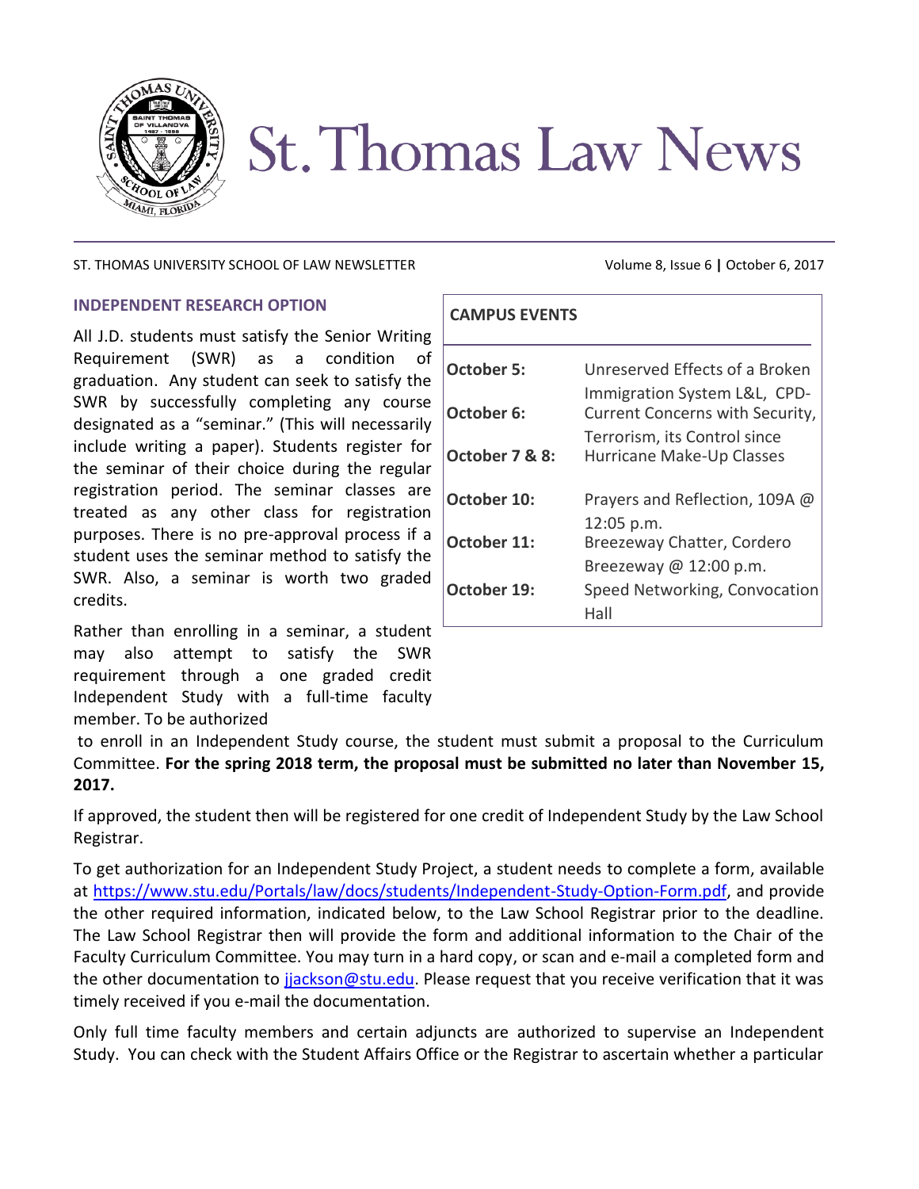# St. Thomas Law News

ST. THOMAS UNIVERSITY SCHOOL OF LAW NEWSLETTER Volume 8, Issue 6 | October 6, 2017

## INDEPENDENT RESEARCH OPTION

All J.D. students must satisfy the Senior Writing Requirement (SWR) as a condition of graduation. Any student can seek to satisfy the SWR by successfully completing any course designated as a "seminar." (This will necessarily include writing a paper). Students register for the seminar of their choice during the regular registration period. The seminar classes are treated as any other class for registration purposes. There is no pre-approval process if a student uses the seminar method to satisfy the SWR. Also, a seminar is worth two graded credits.

Rather than enrolling in a seminar, a student may also attempt to satisfy the SWR requirement through a one graded credit Independent Study with a full-time faculty member. To be authorized to enroll in an Independent Study course, the student must submit a proposal to the Curriculum Committee. **For the spring 2018 term, the proposal must be submitted no later than November 15, 2017.**

If approved, the student then will be registered for one credit of Independent Study by the Law School Registrar.

To get authorization for an Independent Study Project, a student needs to complete a form, available at https://www.stu.edu/Portals/law/docs/students/Independent-Study-Option-Form.pdf, and provide the other required information, indicated below, to the Law School Registrar prior to the deadline. The Law School Registrar then will provide the form and additional information to the Chair of the Faculty Curriculum Committee. You may turn in a hard copy, or scan and e-mail a completed form and the other documentation to jjackson@stu.edu. Please request that you receive verification that it was timely received if you e-mail the documentation.

Only full time faculty members and certain adjuncts are authorized to supervise an Independent Study. You can check with the Student Affairs Office or the Registrar to ascertain whether a particular

## CAMPUS EVENTS

| | |
|---|---|
| **October 5:** | Unreserved Effects of a Broken Immigration System L&L, CPD- |
| **October 6:** | Current Concerns with Security, Terrorism, its Control since |
| **October 7 & 8:** | Hurricane Make-Up Classes |
| **October 10:** | Prayers and Reflection, 109A @ 12:05 p.m. |
| **October 11:** | Breezeway Chatter, Cordero Breezeway @ 12:00 p.m. |
| **October 19:** | Speed Networking, Convocation Hall |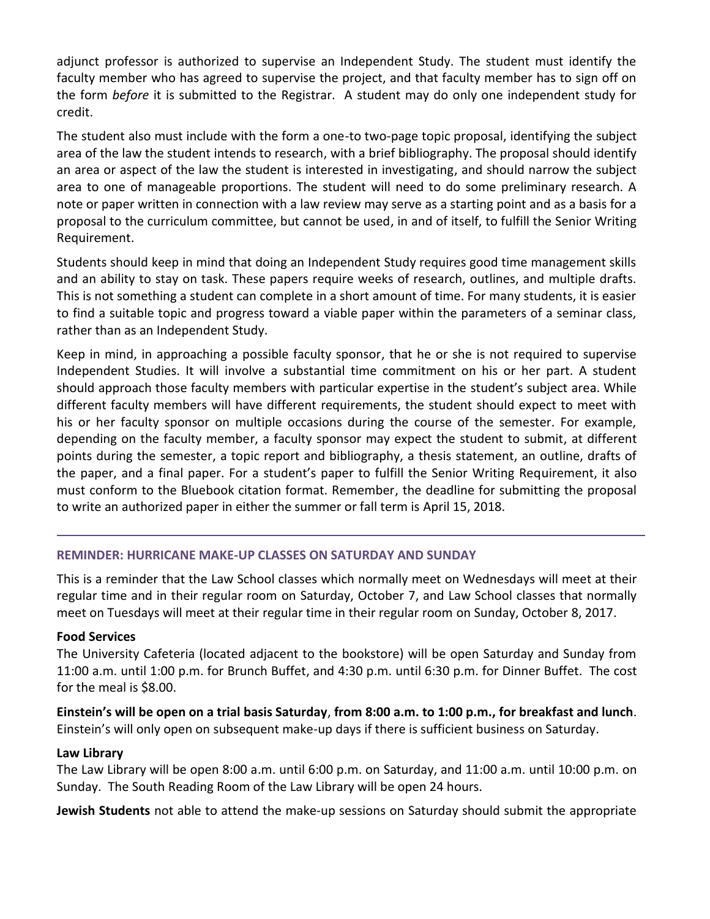adjunct professor is authorized to supervise an Independent Study. The student must identify the faculty member who has agreed to supervise the project, and that faculty member has to sign off on the form *before* it is submitted to the Registrar. A student may do only one independent study for credit.

The student also must include with the form a one-to two-page topic proposal, identifying the subject area of the law the student intends to research, with a brief bibliography. The proposal should identify an area or aspect of the law the student is interested in investigating, and should narrow the subject area to one of manageable proportions. The student will need to do some preliminary research. A note or paper written in connection with a law review may serve as a starting point and as a basis for a proposal to the curriculum committee, but cannot be used, in and of itself, to fulfill the Senior Writing Requirement.

Students should keep in mind that doing an Independent Study requires good time management skills and an ability to stay on task. These papers require weeks of research, outlines, and multiple drafts. This is not something a student can complete in a short amount of time. For many students, it is easier to find a suitable topic and progress toward a viable paper within the parameters of a seminar class, rather than as an Independent Study.

Keep in mind, in approaching a possible faculty sponsor, that he or she is not required to supervise Independent Studies. It will involve a substantial time commitment on his or her part. A student should approach those faculty members with particular expertise in the student's subject area. While different faculty members will have different requirements, the student should expect to meet with his or her faculty sponsor on multiple occasions during the course of the semester. For example, depending on the faculty member, a faculty sponsor may expect the student to submit, at different points during the semester, a topic report and bibliography, a thesis statement, an outline, drafts of the paper, and a final paper. For a student's paper to fulfill the Senior Writing Requirement, it also must conform to the Bluebook citation format. Remember, the deadline for submitting the proposal to write an authorized paper in either the summer or fall term is April 15, 2018.

---

## REMINDER: HURRICANE MAKE-UP CLASSES ON SATURDAY AND SUNDAY

This is a reminder that the Law School classes which normally meet on Wednesdays will meet at their regular time and in their regular room on Saturday, October 7, and Law School classes that normally meet on Tuesdays will meet at their regular time in their regular room on Sunday, October 8, 2017.

**Food Services**

The University Cafeteria (located adjacent to the bookstore) will be open Saturday and Sunday from 11:00 a.m. until 1:00 p.m. for Brunch Buffet, and 4:30 p.m. until 6:30 p.m. for Dinner Buffet. The cost for the meal is $8.00.

**Einstein's will be open on a trial basis Saturday**, **from 8:00 a.m. to 1:00 p.m., for breakfast and lunch**. Einstein's will only open on subsequent make-up days if there is sufficient business on Saturday.

**Law Library**

The Law Library will be open 8:00 a.m. until 6:00 p.m. on Saturday, and 11:00 a.m. until 10:00 p.m. on Sunday. The South Reading Room of the Law Library will be open 24 hours.

**Jewish Students** not able to attend the make-up sessions on Saturday should submit the appropriate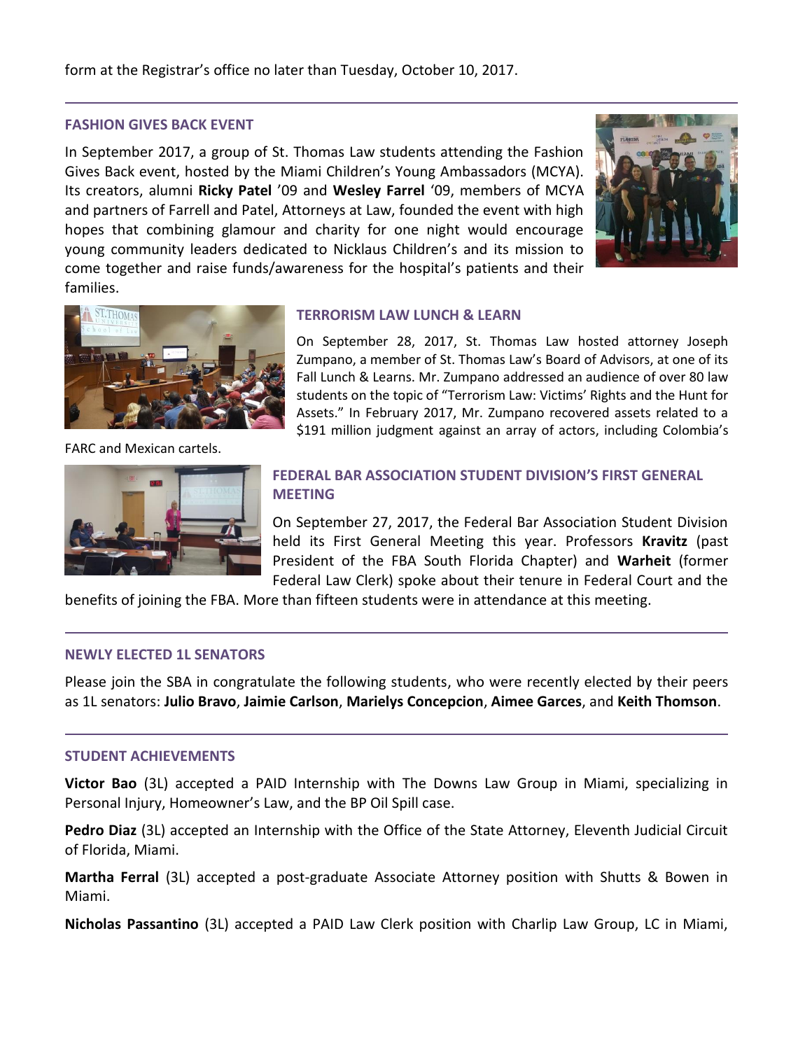form at the Registrar's office no later than Tuesday, October 10, 2017.

---

### FASHION GIVES BACK EVENT

In September 2017, a group of St. Thomas Law students attending the Fashion Gives Back event, hosted by the Miami Children's Young Ambassadors (MCYA). Its creators, alumni **Ricky Patel** '09 and **Wesley Farrel** '09, members of MCYA and partners of Farrell and Patel, Attorneys at Law, founded the event with high hopes that combining glamour and charity for one night would encourage young community leaders dedicated to Nicklaus Children's and its mission to come together and raise funds/awareness for the hospital's patients and their families.

### TERRORISM LAW LUNCH & LEARN

On September 28, 2017, St. Thomas Law hosted attorney Joseph Zumpano, a member of St. Thomas Law's Board of Advisors, at one of its Fall Lunch & Learns. Mr. Zumpano addressed an audience of over 80 law students on the topic of "Terrorism Law: Victims' Rights and the Hunt for Assets." In February 2017, Mr. Zumpano recovered assets related to a $191 million judgment against an array of actors, including Colombia's FARC and Mexican cartels.

### FEDERAL BAR ASSOCIATION STUDENT DIVISION'S FIRST GENERAL MEETING

On September 27, 2017, the Federal Bar Association Student Division held its First General Meeting this year. Professors **Kravitz** (past President of the FBA South Florida Chapter) and **Warheit** (former Federal Law Clerk) spoke about their tenure in Federal Court and the benefits of joining the FBA. More than fifteen students were in attendance at this meeting.

---

### NEWLY ELECTED 1L SENATORS

Please join the SBA in congratulate the following students, who were recently elected by their peers as 1L senators: **Julio Bravo**, **Jaimie Carlson**, **Marielys Concepcion**, **Aimee Garces**, and **Keith Thomson**.

---

### STUDENT ACHIEVEMENTS

**Victor Bao** (3L) accepted a PAID Internship with The Downs Law Group in Miami, specializing in Personal Injury, Homeowner's Law, and the BP Oil Spill case.

**Pedro Diaz** (3L) accepted an Internship with the Office of the State Attorney, Eleventh Judicial Circuit of Florida, Miami.

**Martha Ferral** (3L) accepted a post-graduate Associate Attorney position with Shutts & Bowen in Miami.

**Nicholas Passantino** (3L) accepted a PAID Law Clerk position with Charlip Law Group, LC in Miami,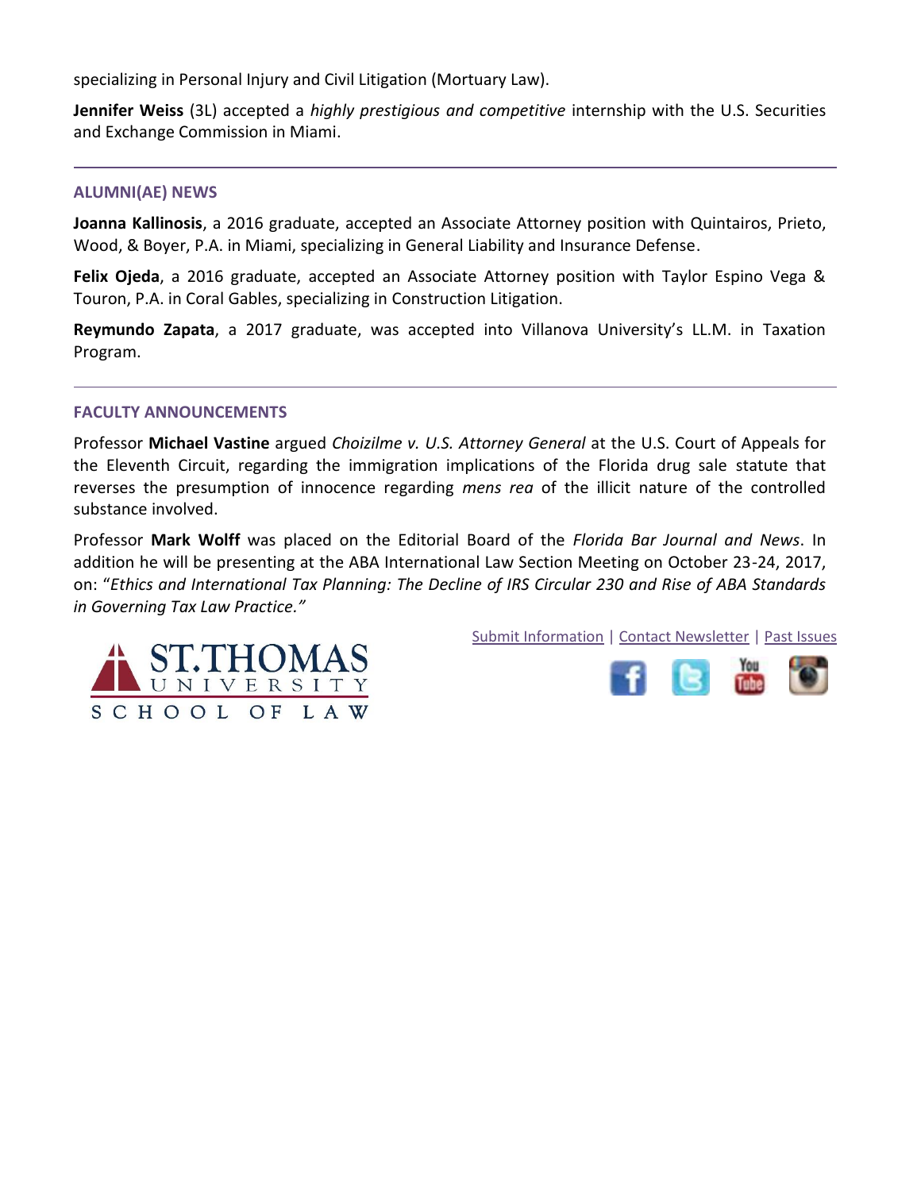specializing in Personal Injury and Civil Litigation (Mortuary Law).

**Jennifer Weiss** (3L) accepted a *highly prestigious and competitive* internship with the U.S. Securities and Exchange Commission in Miami.

---

### ALUMNI(AE) NEWS

**Joanna Kallinosis**, a 2016 graduate, accepted an Associate Attorney position with Quintairos, Prieto, Wood, & Boyer, P.A. in Miami, specializing in General Liability and Insurance Defense.

**Felix Ojeda**, a 2016 graduate, accepted an Associate Attorney position with Taylor Espino Vega & Touron, P.A. in Coral Gables, specializing in Construction Litigation.

**Reymundo Zapata**, a 2017 graduate, was accepted into Villanova University's LL.M. in Taxation Program.

---

### FACULTY ANNOUNCEMENTS

Professor **Michael Vastine** argued *Choizilme v. U.S. Attorney General* at the U.S. Court of Appeals for the Eleventh Circuit, regarding the immigration implications of the Florida drug sale statute that reverses the presumption of innocence regarding *mens rea* of the illicit nature of the controlled substance involved.

Professor **Mark Wolff** was placed on the Editorial Board of the *Florida Bar Journal and News*. In addition he will be presenting at the ABA International Law Section Meeting on October 23-24, 2017, on: "*Ethics and International Tax Planning: The Decline of IRS Circular 230 and Rise of ABA Standards in Governing Tax Law Practice."*

ST.THOMAS UNIVERSITY SCHOOL OF LAW

Submit Information | Contact Newsletter | Past Issues